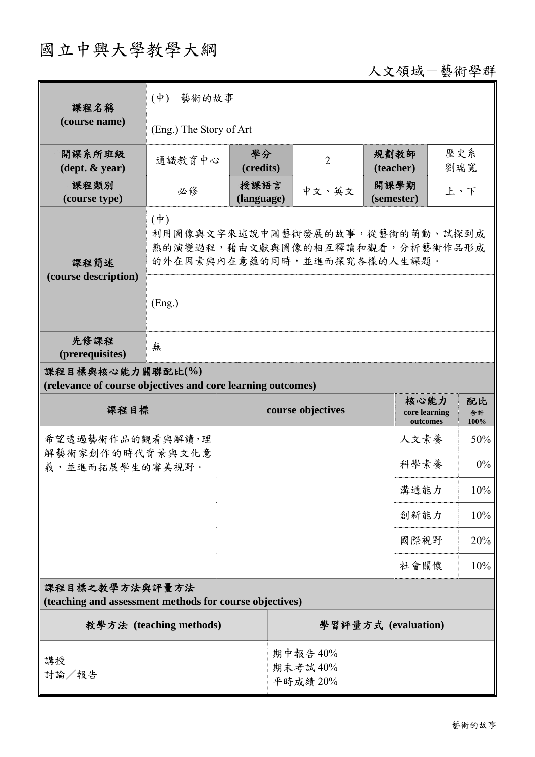# 國立中興大學教學大綱

人文領域－藝術學群

| 課程名稱 (course name) | (中) 藝術的故事 | | | | |
|---|---|---|---|---|---|
| | (Eng.) The Story of Art | | | | |
| 開課系所班級 (dept. & year) | 通識教育中心 | 學分 (credits) | 2 | 規劃教師 (teacher) | 歷史系 劉瑞寬 |
| 課程類別 (course type) | 必修 | 授課語言 (language) | 中文、英文 | 開課學期 (semester) | 上、下 |
| 課程簡述 (course description) | (中) 利用圖像與文字來述說中國藝術發展的故事，從藝術的萌動、試探到成熟的演變過程，藉由文獻與圖像的相互釋讀和觀看，分析藝術作品形成的外在因素與內在意蘊的同時，並進而探究各樣的人生課題。 | | | | |
| | (Eng.) | | | | |
| 先修課程 (prerequisites) | 無 | | | | |

## 課程目標與核心能力關聯配比(%) (relevance of course objectives and core learning outcomes)

| 課程目標 | course objectives | 核心能力 core learning outcomes | 配比 合計 100% |
|---|---|---|---|
| 希望透過藝術作品的觀看與解讀，理解藝術家創作的時代背景與文化意義，並進而拓展學生的審美視野。 | | 人文素養 | 50% |
| | | 科學素養 | 0% |
| | | 溝通能力 | 10% |
| | | 創新能力 | 10% |
| | | 國際視野 | 20% |
| | | 社會關懷 | 10% |

## 課程目標之教學方法與評量方法 (teaching and assessment methods for course objectives)

| 教學方法 (teaching methods) | 學習評量方式 (evaluation) |
|---|---|
| 講授<br>討論／報告 | 期中報告 40%<br>期末考試 40%<br>平時成績 20% |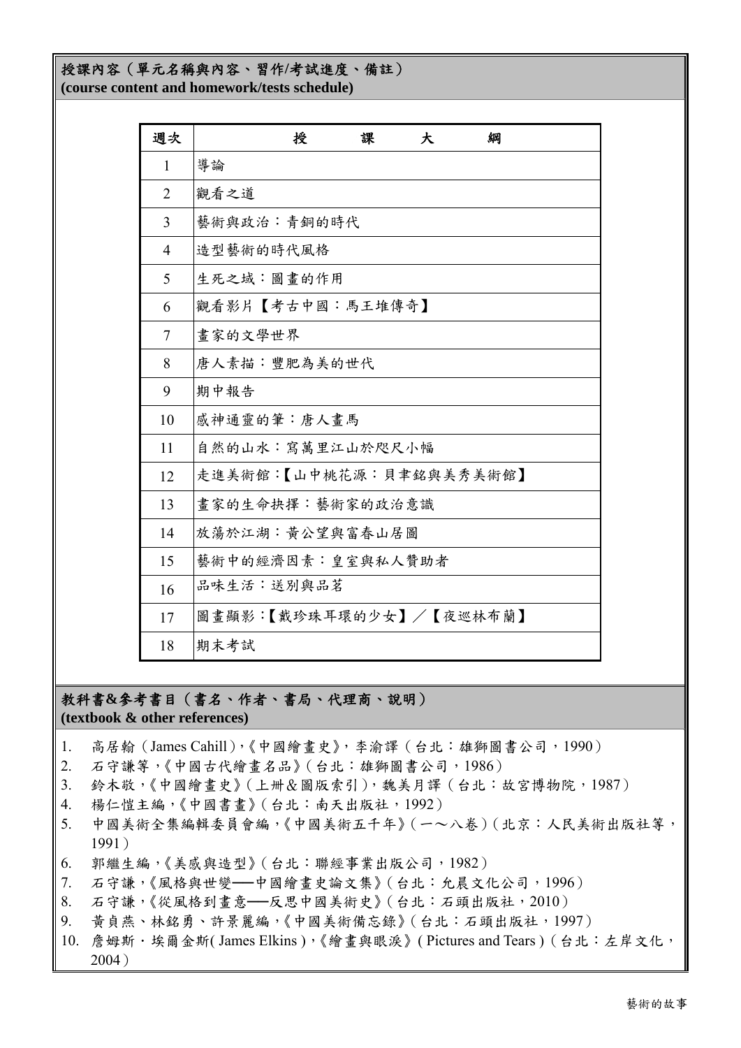## 授課內容（單元名稱與內容、習作/考試進度、備註）
**(course content and homework/tests schedule)**

| 週次 | 授　課　大　綱 |
|---|---|
| 1 | 導論 |
| 2 | 觀看之道 |
| 3 | 藝術與政治：青銅的時代 |
| 4 | 造型藝術的時代風格 |
| 5 | 生死之域：圖畫的作用 |
| 6 | 觀看影片【考古中國：馬王堆傳奇】 |
| 7 | 畫家的文學世界 |
| 8 | 唐人素描：豐肥為美的世代 |
| 9 | 期中報告 |
| 10 | 感神通靈的筆：唐人畫馬 |
| 11 | 自然的山水：寫萬里江山於咫尺小幅 |
| 12 | 走進美術館：【山中桃花源：貝聿銘與美秀美術館】 |
| 13 | 畫家的生命抉擇：藝術家的政治意識 |
| 14 | 放蕩於江湖：黃公望與富春山居圖 |
| 15 | 藝術中的經濟因素：皇室與私人贊助者 |
| 16 | 品味生活：送別與品茗 |
| 17 | 圖畫顯影：【戴珍珠耳環的少女】／【夜巡林布蘭】 |
| 18 | 期末考試 |

## 教科書&參考書目（書名、作者、書局、代理商、說明）
**(textbook & other references)**

1. 高居翰（James Cahill），《中國繪畫史》，李渝譯（台北：雄獅圖書公司，1990）
2. 石守謙等，《中國古代繪畫名品》（台北：雄獅圖書公司，1986）
3. 鈴木敬，《中國繪畫史》（上卌＆圖版索引），魏美月譯（台北：故宮博物院，1987）
4. 楊仁愷主編，《中國書畫》（台北：南天出版社，1992）
5. 中國美術全集編輯委員會編，《中國美術五千年》（一～八卷）（北京：人民美術出版社等，1991）
6. 郭繼生主編，《美感與造型》（台北：聯經事業出版公司，1982）
7. 石守謙，《風格與世變──中國繪畫史論文集》（台北：允晨文化公司，1996）
8. 石守謙，《從風格到畫意──反思中國美術史》（台北：石頭出版社，2010）
9. 黃貞燕、林銘勇、許景麗編，《中國美術備忘錄》（台北：石頭出版社，1997）
10. 詹姆斯・埃爾金斯( James Elkins )，《繪畫與眼淚》( Pictures and Tears )（台北：左岸文化，2004）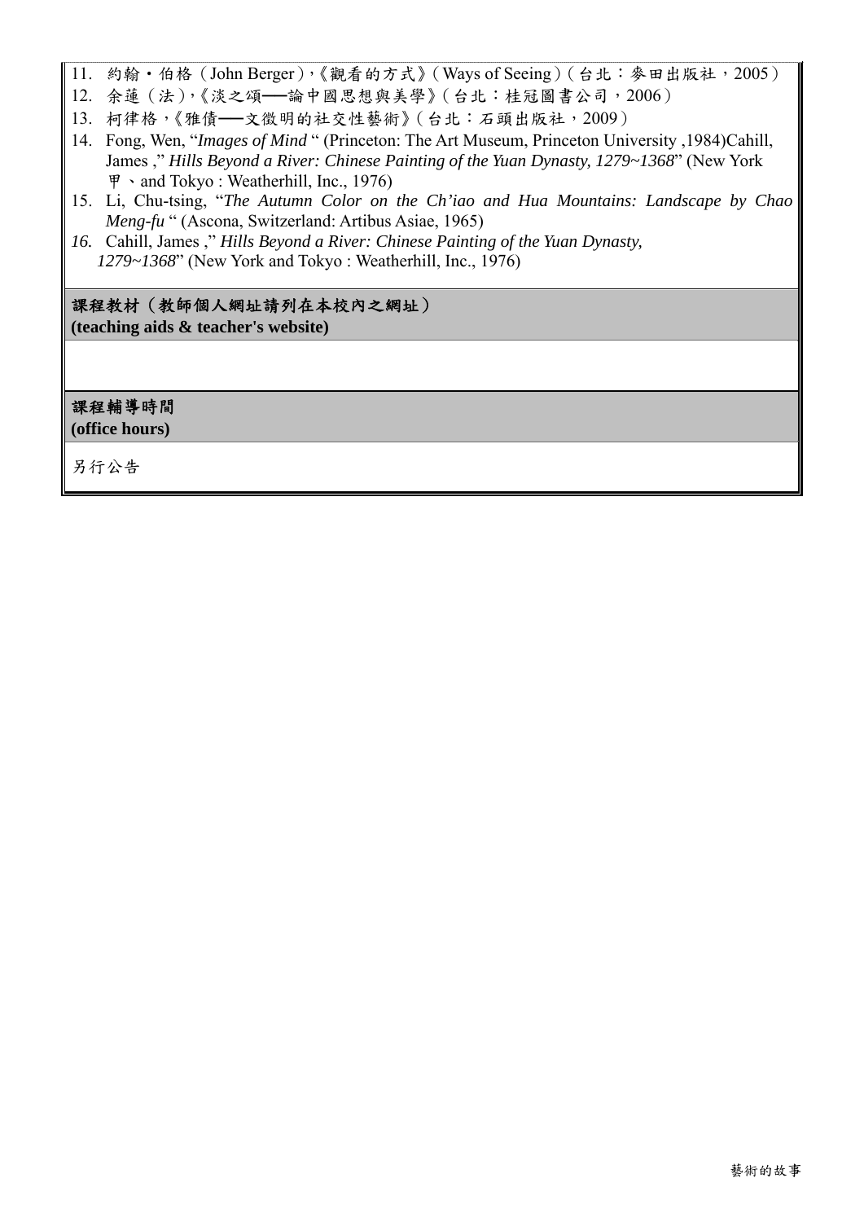11. 約翰・伯格（John Berger）,《觀看的方式》(Ways of Seeing)(台北：麥田出版社，2005)
12. 余蓮（法）,《淡之頌──論中國思想與美學》(台北：桂冠圖書公司，2006)
13. 柯律格，《雅債──文徵明的社交性藝術》(台北：石頭出版社，2009)
14. Fong, Wen, "*Images of Mind* " (Princeton: The Art Museum, Princeton University ,1984)Cahill, James ," *Hills Beyond a River: Chinese Painting of the Yuan Dynasty, 1279~1368*" (New York 甲、and Tokyo : Weatherhill, Inc., 1976)
15. Li, Chu-tsing, "*The Autumn Color on the Ch'iao and Hua Mountains: Landscape by Chao Meng-fu* " (Ascona, Switzerland: Artibus Asiae, 1965)
16. Cahill, James ," *Hills Beyond a River: Chinese Painting of the Yuan Dynasty, 1279~1368*" (New York and Tokyo : Weatherhill, Inc., 1976)

**課程教材（教師個人網址請列在本校內之網址）**
**(teaching aids & teacher's website)**

**課程輔導時間**
**(office hours)**

另行公告